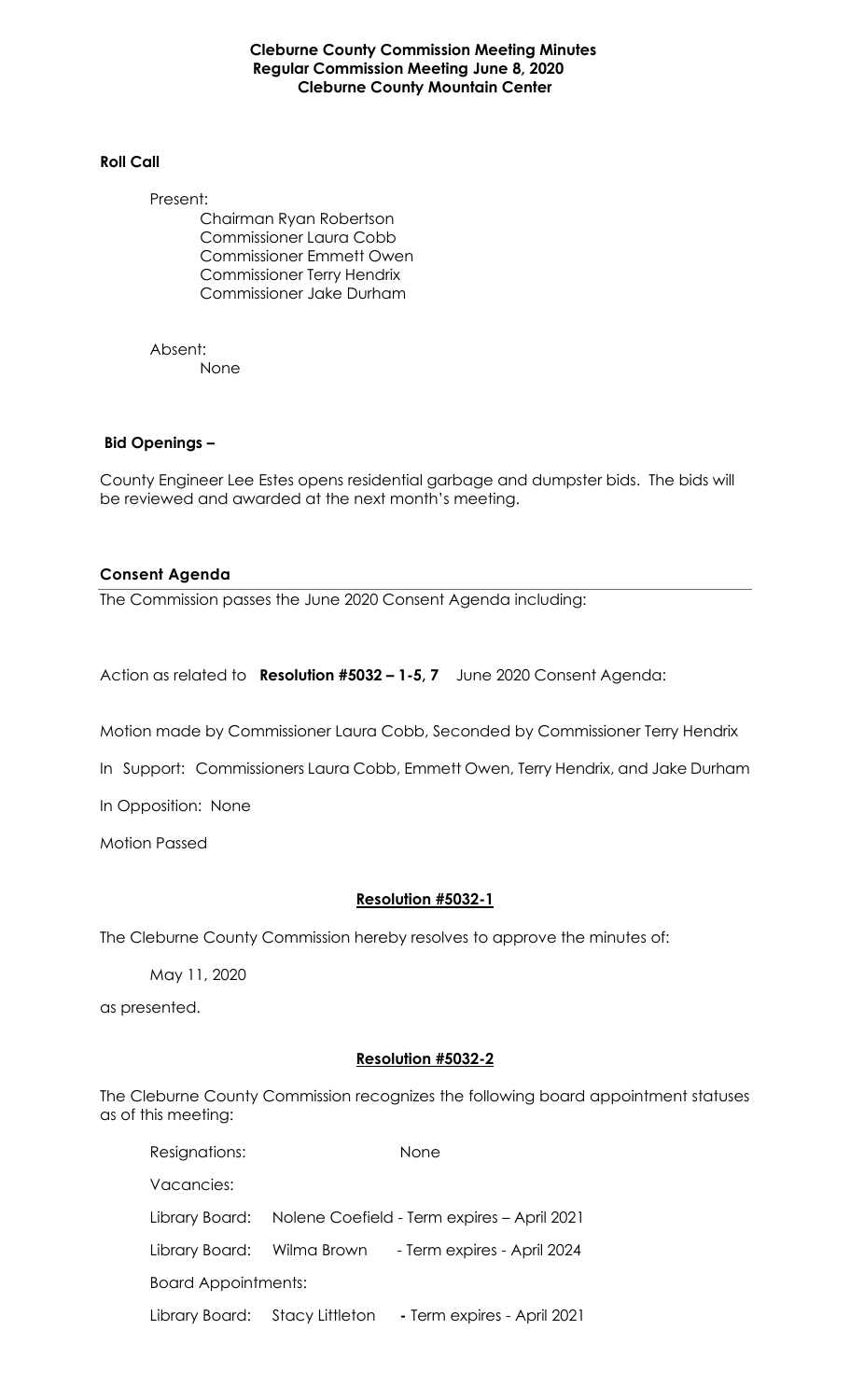**Cleburne County Commission Meeting Minutes**
**Regular Commission Meeting June 8, 2020**
**Cleburne County Mountain Center**

**Roll Call**

Present:

Chairman Ryan Robertson
Commissioner Laura Cobb
Commissioner Emmett Owen
Commissioner Terry Hendrix
Commissioner Jake Durham

Absent:

None

**Bid Openings –**

County Engineer Lee Estes opens residential garbage and dumpster bids. The bids will be reviewed and awarded at the next month's meeting.

**Consent Agenda**

The Commission passes the June 2020 Consent Agenda including:

Action as related to **Resolution #5032 – 1-5, 7** June 2020 Consent Agenda:

Motion made by Commissioner Laura Cobb, Seconded by Commissioner Terry Hendrix

In Support: Commissioners Laura Cobb, Emmett Owen, Terry Hendrix, and Jake Durham

In Opposition: None

Motion Passed

**Resolution #5032-1**

The Cleburne County Commission hereby resolves to approve the minutes of:

May 11, 2020

as presented.

**Resolution #5032-2**

The Cleburne County Commission recognizes the following board appointment statuses as of this meeting:

Resignations: None

Vacancies:

Library Board: Nolene Coefield - Term expires – April 2021

Library Board: Wilma Brown - Term expires - April 2024

Board Appointments:

Library Board: Stacy Littleton - Term expires - April 2021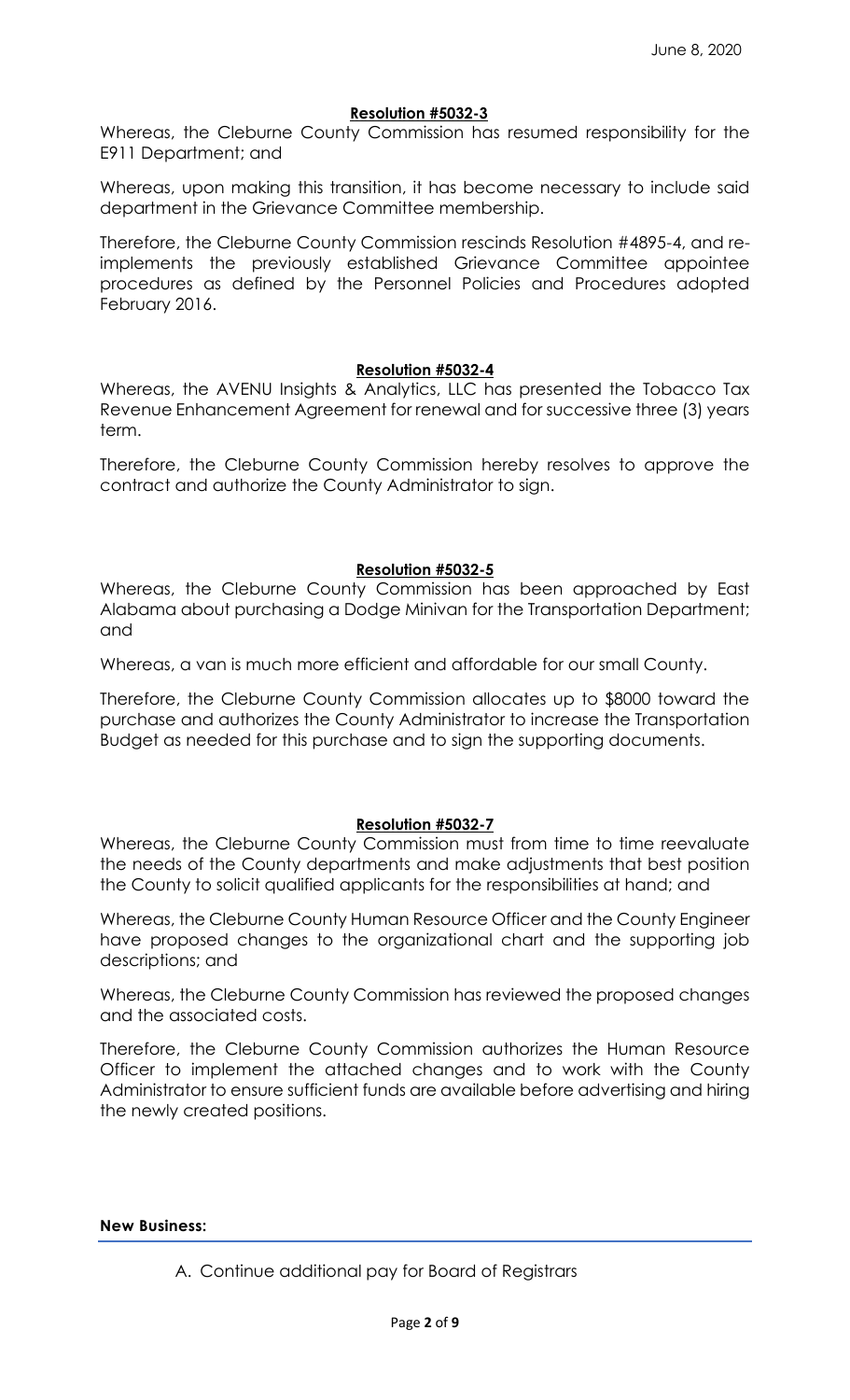June 8, 2020

**Resolution #5032-3**

Whereas, the Cleburne County Commission has resumed responsibility for the E911 Department; and

Whereas, upon making this transition, it has become necessary to include said department in the Grievance Committee membership.

Therefore, the Cleburne County Commission rescinds Resolution #4895-4, and re-implements the previously established Grievance Committee appointee procedures as defined by the Personnel Policies and Procedures adopted February 2016.

**Resolution #5032-4**

Whereas, the AVENU Insights & Analytics, LLC has presented the Tobacco Tax Revenue Enhancement Agreement for renewal and for successive three (3) years term.

Therefore, the Cleburne County Commission hereby resolves to approve the contract and authorize the County Administrator to sign.

**Resolution #5032-5**

Whereas, the Cleburne County Commission has been approached by East Alabama about purchasing a Dodge Minivan for the Transportation Department; and

Whereas, a van is much more efficient and affordable for our small County.

Therefore, the Cleburne County Commission allocates up to $8000 toward the purchase and authorizes the County Administrator to increase the Transportation Budget as needed for this purchase and to sign the supporting documents.

**Resolution #5032-7**

Whereas, the Cleburne County Commission must from time to time reevaluate the needs of the County departments and make adjustments that best position the County to solicit qualified applicants for the responsibilities at hand; and

Whereas, the Cleburne County Human Resource Officer and the County Engineer have proposed changes to the organizational chart and the supporting job descriptions; and

Whereas, the Cleburne County Commission has reviewed the proposed changes and the associated costs.

Therefore, the Cleburne County Commission authorizes the Human Resource Officer to implement the attached changes and to work with the County Administrator to ensure sufficient funds are available before advertising and hiring the newly created positions.

**New Business:**

A. Continue additional pay for Board of Registrars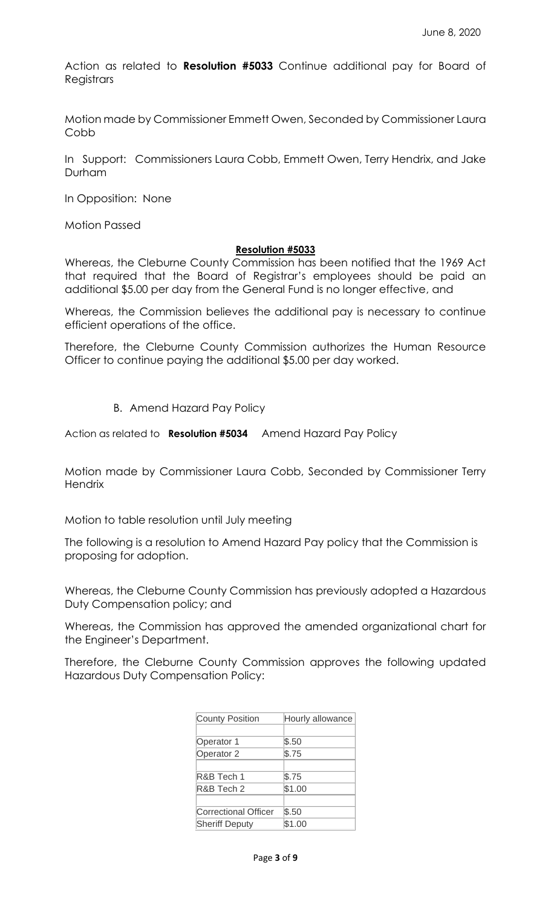June 8, 2020

Action as related to **Resolution #5033** Continue additional pay for Board of Registrars

Motion made by Commissioner Emmett Owen, Seconded by Commissioner Laura Cobb

In Support: Commissioners Laura Cobb, Emmett Owen, Terry Hendrix, and Jake Durham

In Opposition: None

Motion Passed

**Resolution #5033**

Whereas, the Cleburne County Commission has been notified that the 1969 Act that required that the Board of Registrar's employees should be paid an additional $5.00 per day from the General Fund is no longer effective, and

Whereas, the Commission believes the additional pay is necessary to continue efficient operations of the office.

Therefore, the Cleburne County Commission authorizes the Human Resource Officer to continue paying the additional $5.00 per day worked.

B. Amend Hazard Pay Policy

Action as related to **Resolution #5034** Amend Hazard Pay Policy

Motion made by Commissioner Laura Cobb, Seconded by Commissioner Terry Hendrix

Motion to table resolution until July meeting

The following is a resolution to Amend Hazard Pay policy that the Commission is proposing for adoption.

Whereas, the Cleburne County Commission has previously adopted a Hazardous Duty Compensation policy; and

Whereas, the Commission has approved the amended organizational chart for the Engineer's Department.

Therefore, the Cleburne County Commission approves the following updated Hazardous Duty Compensation Policy:

| County Position | Hourly allowance |
|---|---|
| | |
| Operator 1 | $.50 |
| Operator 2 | $.75 |
| | |
| R&B Tech 1 | $.75 |
| R&B Tech 2 | $1.00 |
| | |
| Correctional Officer | $.50 |
| Sheriff Deputy | $1.00 |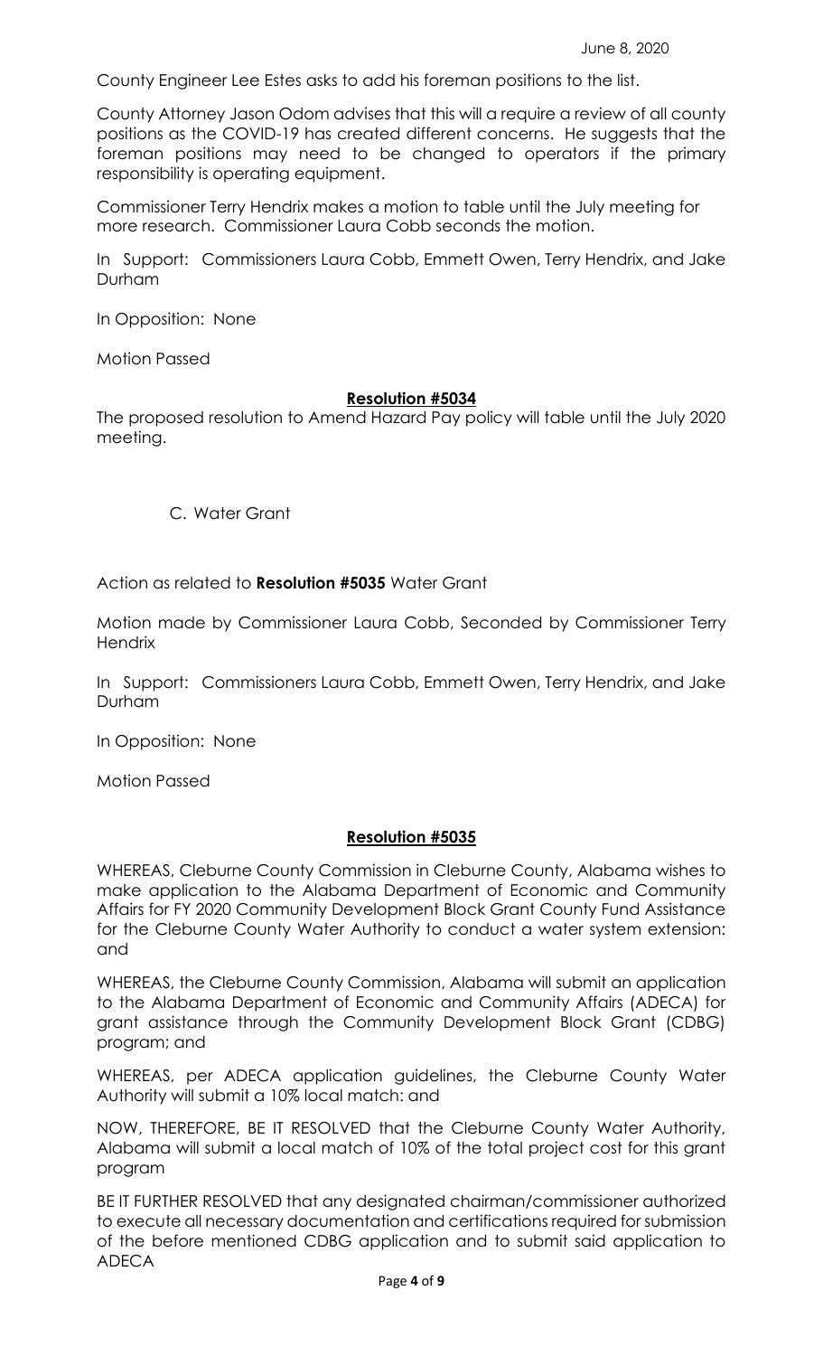County Engineer Lee Estes asks to add his foreman positions to the list.

County Attorney Jason Odom advises that this will a require a review of all county positions as the COVID-19 has created different concerns. He suggests that the foreman positions may need to be changed to operators if the primary responsibility is operating equipment.

Commissioner Terry Hendrix makes a motion to table until the July meeting for more research. Commissioner Laura Cobb seconds the motion.

In Support: Commissioners Laura Cobb, Emmett Owen, Terry Hendrix, and Jake Durham

In Opposition: None

Motion Passed

**Resolution #5034**

The proposed resolution to Amend Hazard Pay policy will table until the July 2020 meeting.

C. Water Grant

Action as related to **Resolution #5035** Water Grant

Motion made by Commissioner Laura Cobb, Seconded by Commissioner Terry Hendrix

In Support: Commissioners Laura Cobb, Emmett Owen, Terry Hendrix, and Jake Durham

In Opposition: None

Motion Passed

**Resolution #5035**

WHEREAS, Cleburne County Commission in Cleburne County, Alabama wishes to make application to the Alabama Department of Economic and Community Affairs for FY 2020 Community Development Block Grant County Fund Assistance for the Cleburne County Water Authority to conduct a water system extension: and

WHEREAS, the Cleburne County Commission, Alabama will submit an application to the Alabama Department of Economic and Community Affairs (ADECA) for grant assistance through the Community Development Block Grant (CDBG) program; and

WHEREAS, per ADECA application guidelines, the Cleburne County Water Authority will submit a 10% local match: and

NOW, THEREFORE, BE IT RESOLVED that the Cleburne County Water Authority, Alabama will submit a local match of 10% of the total project cost for this grant program

BE IT FURTHER RESOLVED that any designated chairman/commissioner authorized to execute all necessary documentation and certifications required for submission of the before mentioned CDBG application and to submit said application to ADECA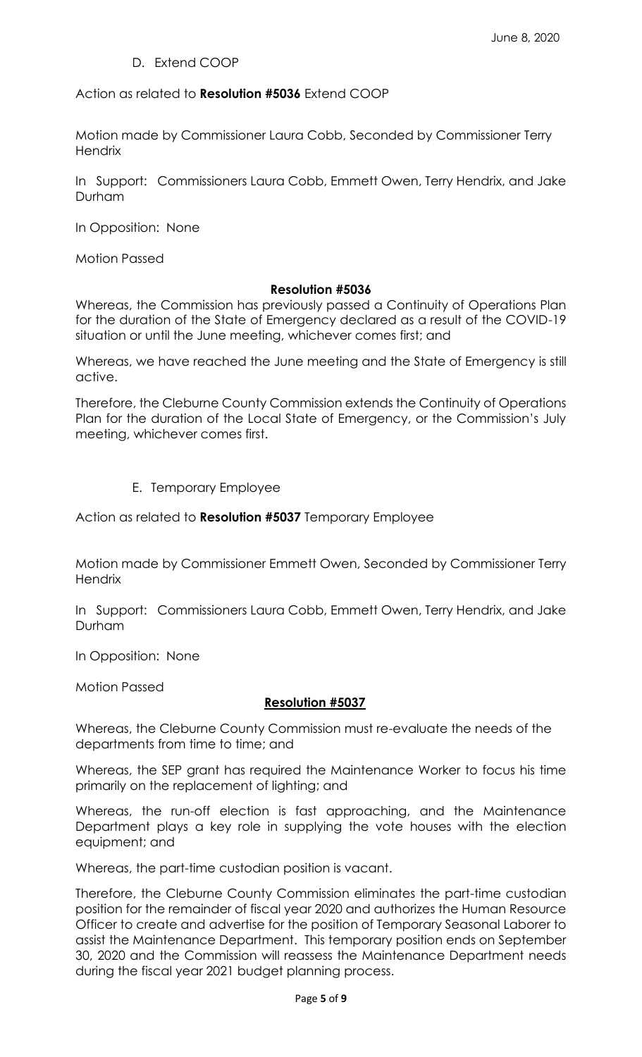D. Extend COOP

Action as related to **Resolution #5036** Extend COOP

Motion made by Commissioner Laura Cobb, Seconded by Commissioner Terry Hendrix

In Support: Commissioners Laura Cobb, Emmett Owen, Terry Hendrix, and Jake Durham

In Opposition: None

Motion Passed

**Resolution #5036**

Whereas, the Commission has previously passed a Continuity of Operations Plan for the duration of the State of Emergency declared as a result of the COVID-19 situation or until the June meeting, whichever comes first; and

Whereas, we have reached the June meeting and the State of Emergency is still active.

Therefore, the Cleburne County Commission extends the Continuity of Operations Plan for the duration of the Local State of Emergency, or the Commission's July meeting, whichever comes first.

E. Temporary Employee

Action as related to **Resolution #5037** Temporary Employee

Motion made by Commissioner Emmett Owen, Seconded by Commissioner Terry Hendrix

In Support: Commissioners Laura Cobb, Emmett Owen, Terry Hendrix, and Jake Durham

In Opposition: None

Motion Passed

**Resolution #5037**

Whereas, the Cleburne County Commission must re-evaluate the needs of the departments from time to time; and

Whereas, the SEP grant has required the Maintenance Worker to focus his time primarily on the replacement of lighting; and

Whereas, the run-off election is fast approaching, and the Maintenance Department plays a key role in supplying the vote houses with the election equipment; and

Whereas, the part-time custodian position is vacant.

Therefore, the Cleburne County Commission eliminates the part-time custodian position for the remainder of fiscal year 2020 and authorizes the Human Resource Officer to create and advertise for the position of Temporary Seasonal Laborer to assist the Maintenance Department. This temporary position ends on September 30, 2020 and the Commission will reassess the Maintenance Department needs during the fiscal year 2021 budget planning process.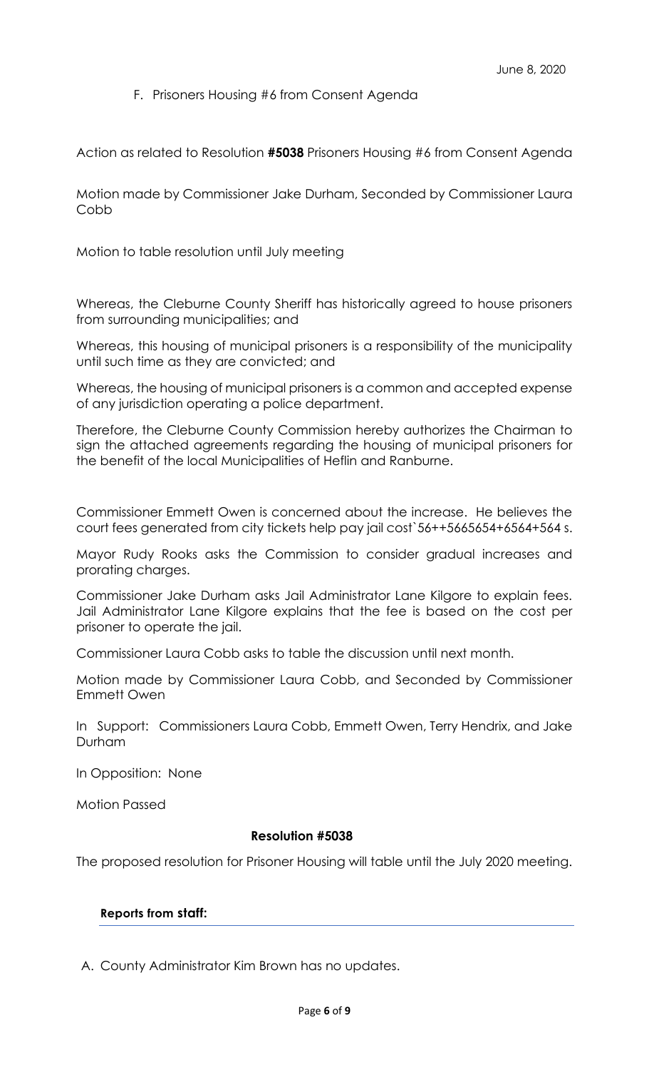June 8, 2020

F. Prisoners Housing #6 from Consent Agenda

Action as related to Resolution **#5038** Prisoners Housing #6 from Consent Agenda

Motion made by Commissioner Jake Durham, Seconded by Commissioner Laura Cobb

Motion to table resolution until July meeting

Whereas, the Cleburne County Sheriff has historically agreed to house prisoners from surrounding municipalities; and

Whereas, this housing of municipal prisoners is a responsibility of the municipality until such time as they are convicted; and

Whereas, the housing of municipal prisoners is a common and accepted expense of any jurisdiction operating a police department.

Therefore, the Cleburne County Commission hereby authorizes the Chairman to sign the attached agreements regarding the housing of municipal prisoners for the benefit of the local Municipalities of Heflin and Ranburne.

Commissioner Emmett Owen is concerned about the increase. He believes the court fees generated from city tickets help pay jail cost`56++5665654+6564+564 s.

Mayor Rudy Rooks asks the Commission to consider gradual increases and prorating charges.

Commissioner Jake Durham asks Jail Administrator Lane Kilgore to explain fees. Jail Administrator Lane Kilgore explains that the fee is based on the cost per prisoner to operate the jail.

Commissioner Laura Cobb asks to table the discussion until next month.

Motion made by Commissioner Laura Cobb, and Seconded by Commissioner Emmett Owen

In Support: Commissioners Laura Cobb, Emmett Owen, Terry Hendrix, and Jake Durham

In Opposition: None

Motion Passed

**Resolution #5038**

The proposed resolution for Prisoner Housing will table until the July 2020 meeting.

**Reports from staff:**

A. County Administrator Kim Brown has no updates.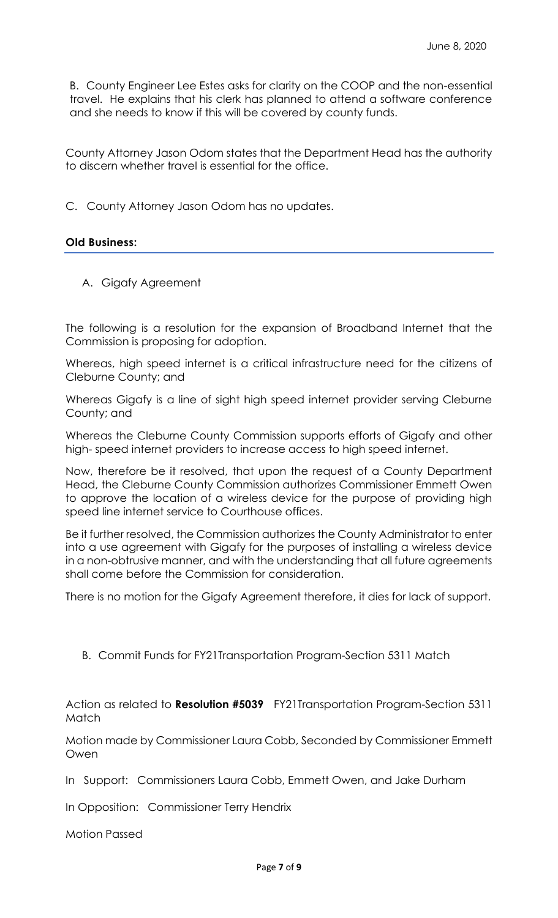June 8, 2020

B. County Engineer Lee Estes asks for clarity on the COOP and the non-essential travel. He explains that his clerk has planned to attend a software conference and she needs to know if this will be covered by county funds.

County Attorney Jason Odom states that the Department Head has the authority to discern whether travel is essential for the office.

C. County Attorney Jason Odom has no updates.

**Old Business:**

A. Gigafy Agreement

The following is a resolution for the expansion of Broadband Internet that the Commission is proposing for adoption.

Whereas, high speed internet is a critical infrastructure need for the citizens of Cleburne County; and

Whereas Gigafy is a line of sight high speed internet provider serving Cleburne County; and

Whereas the Cleburne County Commission supports efforts of Gigafy and other high- speed internet providers to increase access to high speed internet.

Now, therefore be it resolved, that upon the request of a County Department Head, the Cleburne County Commission authorizes Commissioner Emmett Owen to approve the location of a wireless device for the purpose of providing high speed line internet service to Courthouse offices.

Be it further resolved, the Commission authorizes the County Administrator to enter into a use agreement with Gigafy for the purposes of installing a wireless device in a non-obtrusive manner, and with the understanding that all future agreements shall come before the Commission for consideration.

There is no motion for the Gigafy Agreement therefore, it dies for lack of support.

B. Commit Funds for FY21Transportation Program-Section 5311 Match

Action as related to **Resolution #5039** FY21Transportation Program-Section 5311 Match

Motion made by Commissioner Laura Cobb, Seconded by Commissioner Emmett Owen

In Support: Commissioners Laura Cobb, Emmett Owen, and Jake Durham

In Opposition: Commissioner Terry Hendrix

Motion Passed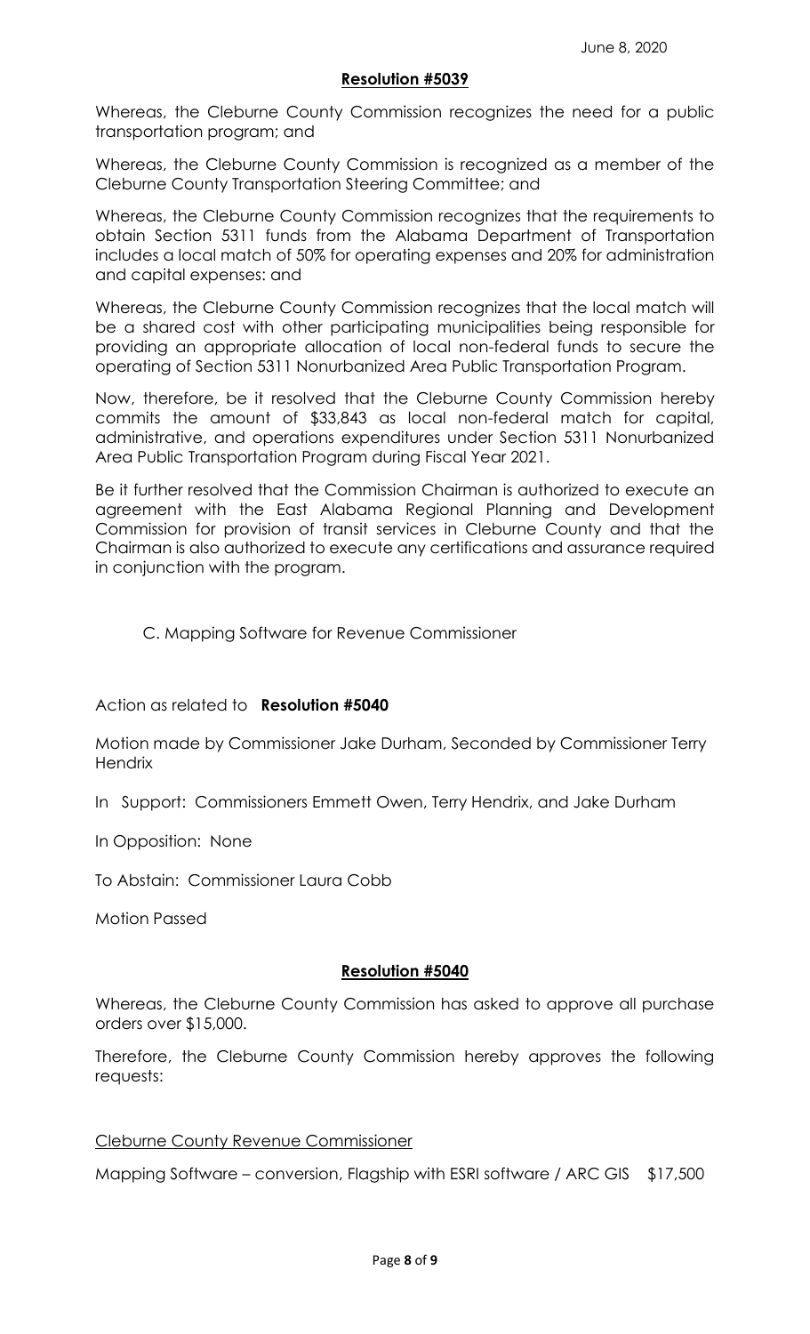June 8, 2020

**Resolution #5039**

Whereas, the Cleburne County Commission recognizes the need for a public transportation program; and

Whereas, the Cleburne County Commission is recognized as a member of the Cleburne County Transportation Steering Committee; and

Whereas, the Cleburne County Commission recognizes that the requirements to obtain Section 5311 funds from the Alabama Department of Transportation includes a local match of 50% for operating expenses and 20% for administration and capital expenses: and

Whereas, the Cleburne County Commission recognizes that the local match will be a shared cost with other participating municipalities being responsible for providing an appropriate allocation of local non-federal funds to secure the operating of Section 5311 Nonurbanized Area Public Transportation Program.

Now, therefore, be it resolved that the Cleburne County Commission hereby commits the amount of $33,843 as local non-federal match for capital, administrative, and operations expenditures under Section 5311 Nonurbanized Area Public Transportation Program during Fiscal Year 2021.

Be it further resolved that the Commission Chairman is authorized to execute an agreement with the East Alabama Regional Planning and Development Commission for provision of transit services in Cleburne County and that the Chairman is also authorized to execute any certifications and assurance required in conjunction with the program.

C. Mapping Software for Revenue Commissioner

Action as related to **Resolution #5040**

Motion made by Commissioner Jake Durham, Seconded by Commissioner Terry Hendrix

In Support: Commissioners Emmett Owen, Terry Hendrix, and Jake Durham

In Opposition: None

To Abstain: Commissioner Laura Cobb

Motion Passed

**Resolution #5040**

Whereas, the Cleburne County Commission has asked to approve all purchase orders over $15,000.

Therefore, the Cleburne County Commission hereby approves the following requests:

Cleburne County Revenue Commissioner

Mapping Software – conversion, Flagship with ESRI software / ARC GIS $17,500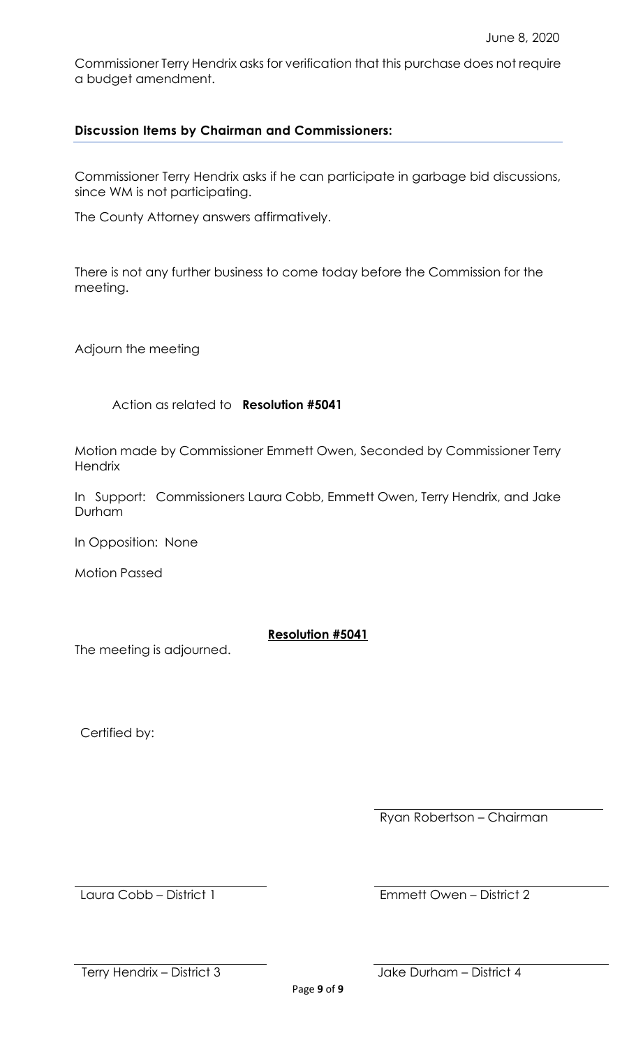June 8, 2020

Commissioner Terry Hendrix asks for verification that this purchase does not require a budget amendment.

**Discussion Items by Chairman and Commissioners:**

Commissioner Terry Hendrix asks if he can participate in garbage bid discussions, since WM is not participating.

The County Attorney answers affirmatively.

There is not any further business to come today before the Commission for the meeting.

Adjourn the meeting

Action as related to **Resolution #5041**

Motion made by Commissioner Emmett Owen, Seconded by Commissioner Terry Hendrix

In Support: Commissioners Laura Cobb, Emmett Owen, Terry Hendrix, and Jake Durham

In Opposition: None

Motion Passed

**Resolution #5041**

The meeting is adjourned.

Certified by:

Ryan Robertson – Chairman

Laura Cobb – District 1

Emmett Owen – District 2

Terry Hendrix – District 3

Jake Durham – District 4